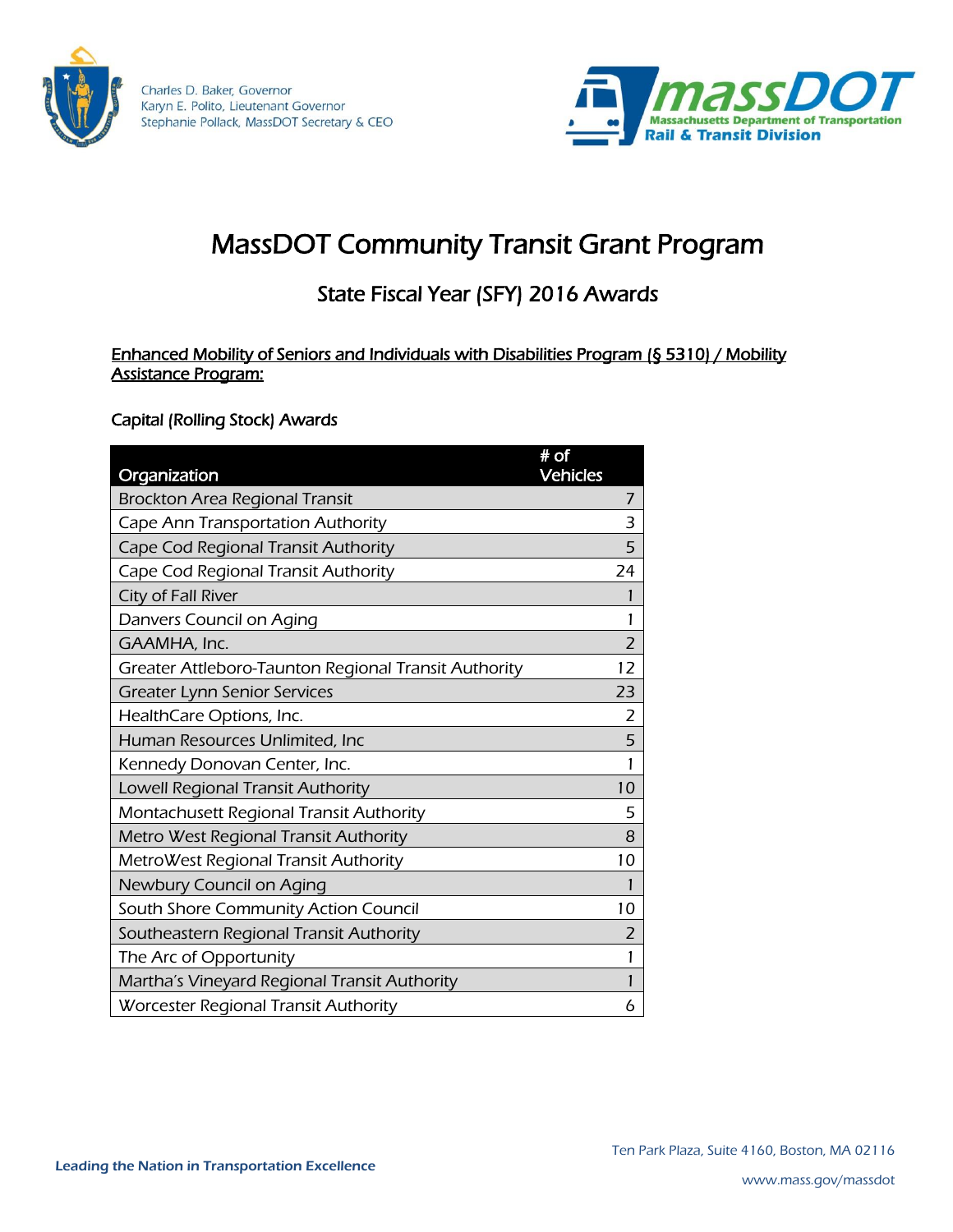Charles D. Baker, Governor
Karyn E. Polito, Lieutenant Governor
Stephanie Pollack, MassDOT Secretary & CEO

massDOT
Massachusetts Department of Transportation
Rail & Transit Division

# MassDOT Community Transit Grant Program

## State Fiscal Year (SFY) 2016 Awards

### Enhanced Mobility of Seniors and Individuals with Disabilities Program (§ 5310) / Mobility Assistance Program:

#### Capital (Rolling Stock) Awards

| Organization | # of Vehicles |
|---|---|
| Brockton Area Regional Transit | 7 |
| Cape Ann Transportation Authority | 3 |
| Cape Cod Regional Transit Authority | 5 |
| Cape Cod Regional Transit Authority | 24 |
| City of Fall River | 1 |
| Danvers Council on Aging | 1 |
| GAAMHA, Inc. | 2 |
| Greater Attleboro-Taunton Regional Transit Authority | 12 |
| Greater Lynn Senior Services | 23 |
| HealthCare Options, Inc. | 2 |
| Human Resources Unlimited, Inc | 5 |
| Kennedy Donovan Center, Inc. | 1 |
| Lowell Regional Transit Authority | 10 |
| Montachusett Regional Transit Authority | 5 |
| Metro West Regional Transit Authority | 8 |
| MetroWest Regional Transit Authority | 10 |
| Newbury Council on Aging | 1 |
| South Shore Community Action Council | 10 |
| Southeastern Regional Transit Authority | 2 |
| The Arc of Opportunity | 1 |
| Martha's Vineyard Regional Transit Authority | 1 |
| Worcester Regional Transit Authority | 6 |

Leading the Nation in Transportation Excellence

Ten Park Plaza, Suite 4160, Boston, MA 02116

www.mass.gov/massdot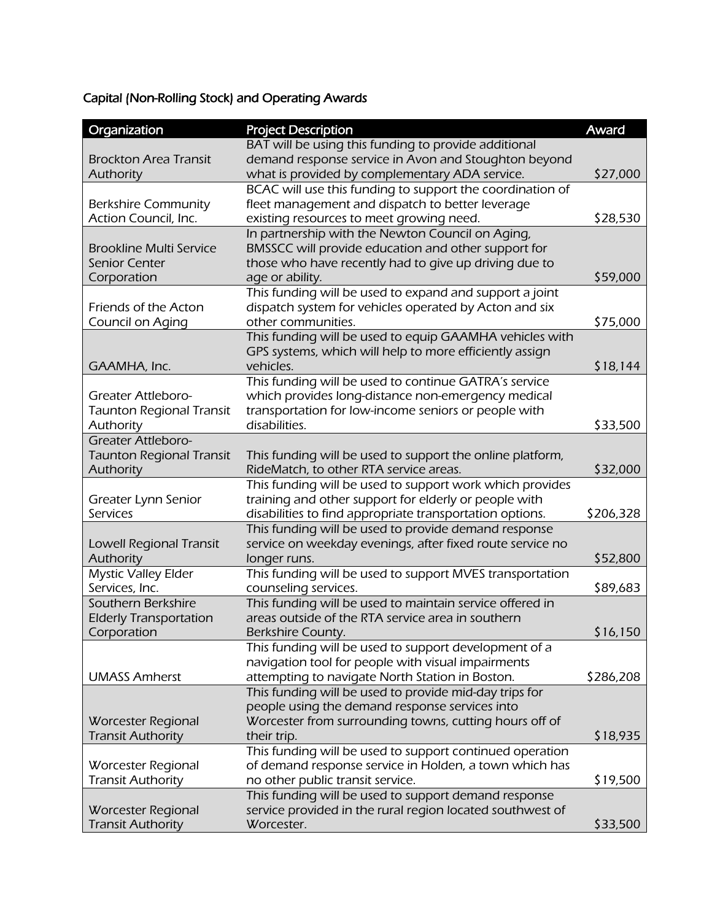## Capital (Non-Rolling Stock) and Operating Awards

| Organization | Project Description | Award |
|---|---|---|
| Brockton Area Transit Authority | BAT will be using this funding to provide additional demand response service in Avon and Stoughton beyond what is provided by complementary ADA service. | $27,000 |
| Berkshire Community Action Council, Inc. | BCAC will use this funding to support the coordination of fleet management and dispatch to better leverage existing resources to meet growing need. | $28,530 |
| Brookline Multi Service Senior Center Corporation | In partnership with the Newton Council on Aging, BMSSCC will provide education and other support for those who have recently had to give up driving due to age or ability. | $59,000 |
| Friends of the Acton Council on Aging | This funding will be used to expand and support a joint dispatch system for vehicles operated by Acton and six other communities. | $75,000 |
| GAAMHA, Inc. | This funding will be used to equip GAAMHA vehicles with GPS systems, which will help to more efficiently assign vehicles. | $18,144 |
| Greater Attleboro-Taunton Regional Transit Authority | This funding will be used to continue GATRA's service which provides long-distance non-emergency medical transportation for low-income seniors or people with disabilities. | $33,500 |
| Greater Attleboro-Taunton Regional Transit Authority | This funding will be used to support the online platform, RideMatch, to other RTA service areas. | $32,000 |
| Greater Lynn Senior Services | This funding will be used to support work which provides training and other support for elderly or people with disabilities to find appropriate transportation options. | $206,328 |
| Lowell Regional Transit Authority | This funding will be used to provide demand response service on weekday evenings, after fixed route service no longer runs. | $52,800 |
| Mystic Valley Elder Services, Inc. | This funding will be used to support MVES transportation counseling services. | $89,683 |
| Southern Berkshire Elderly Transportation Corporation | This funding will be used to maintain service offered in areas outside of the RTA service area in southern Berkshire County. | $16,150 |
| UMASS Amherst | This funding will be used to support development of a navigation tool for people with visual impairments attempting to navigate North Station in Boston. | $286,208 |
| Worcester Regional Transit Authority | This funding will be used to provide mid-day trips for people using the demand response services into Worcester from surrounding towns, cutting hours off of their trip. | $18,935 |
| Worcester Regional Transit Authority | This funding will be used to support continued operation of demand response service in Holden, a town which has no other public transit service. | $19,500 |
| Worcester Regional Transit Authority | This funding will be used to support demand response service provided in the rural region located southwest of Worcester. | $33,500 |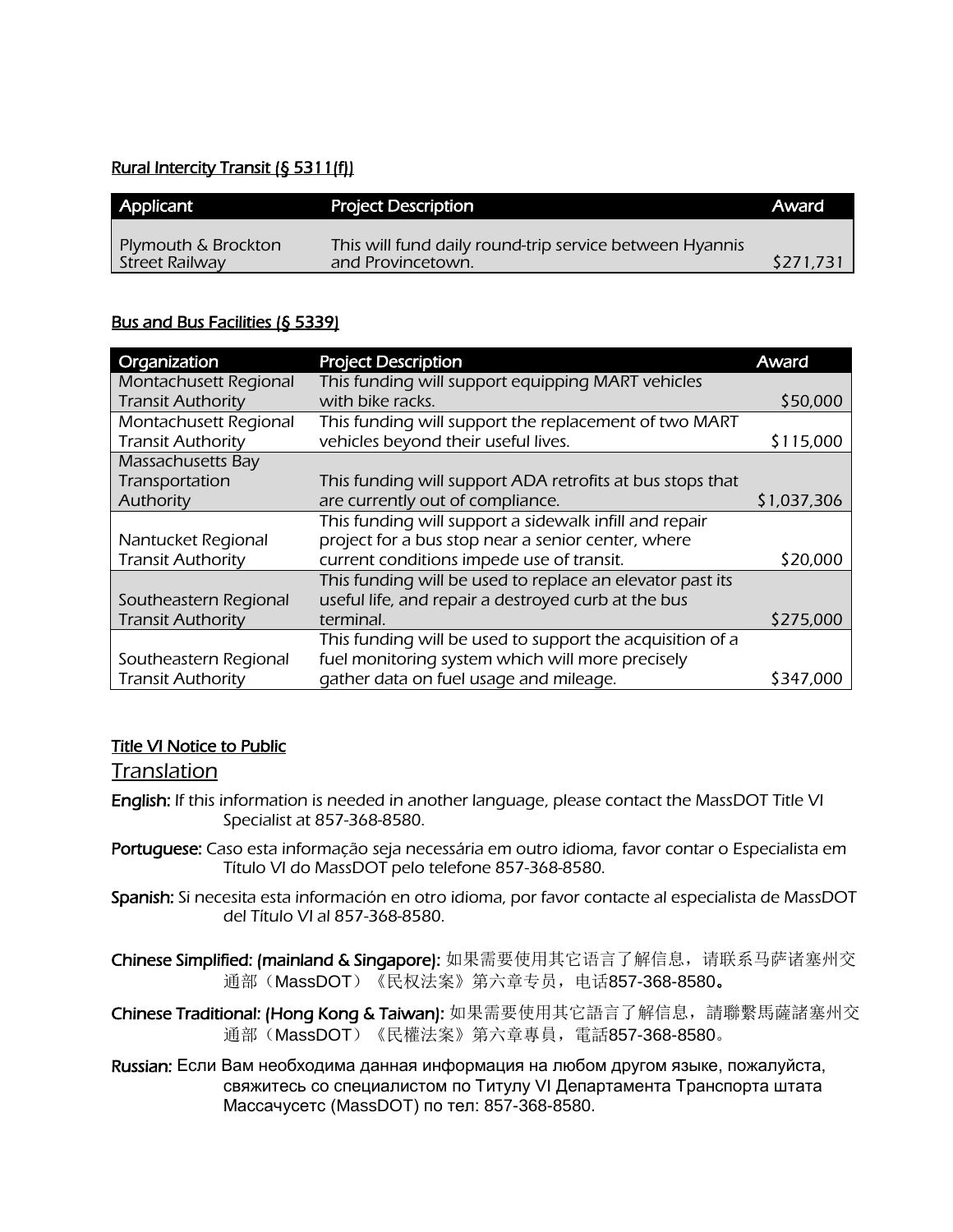## Rural Intercity Transit (§ 5311(f))

| Applicant | Project Description | Award |
| --- | --- | --- |
| Plymouth & Brockton Street Railway | This will fund daily round-trip service between Hyannis and Provincetown. | $271,731 |

## Bus and Bus Facilities (§ 5339)

| Organization | Project Description | Award |
| --- | --- | --- |
| Montachusett Regional Transit Authority | This funding will support equipping MART vehicles with bike racks. | $50,000 |
| Montachusett Regional Transit Authority | This funding will support the replacement of two MART vehicles beyond their useful lives. | $115,000 |
| Massachusetts Bay Transportation Authority | This funding will support ADA retrofits at bus stops that are currently out of compliance. | $1,037,306 |
| Nantucket Regional Transit Authority | This funding will support a sidewalk infill and repair project for a bus stop near a senior center, where current conditions impede use of transit. | $20,000 |
| Southeastern Regional Transit Authority | This funding will be used to replace an elevator past its useful life, and repair a destroyed curb at the bus terminal. | $275,000 |
| Southeastern Regional Transit Authority | This funding will be used to support the acquisition of a fuel monitoring system which will more precisely gather data on fuel usage and mileage. | $347,000 |

## Title VI Notice to Public

### Translation

**English:** If this information is needed in another language, please contact the MassDOT Title VI Specialist at 857-368-8580.

**Portuguese:** Caso esta informação seja necessária em outro idioma, favor contar o Especialista em Título VI do MassDOT pelo telefone 857-368-8580.

**Spanish:** Si necesita esta información en otro idioma, por favor contacte al especialista de MassDOT del Título VI al 857-368-8580.

**Chinese Simplified: (mainland & Singapore):** 如果需要使用其它语言了解信息，请联系马萨诸塞州交通部（MassDOT）《民权法案》第六章专员，电话857-368-8580。

**Chinese Traditional: (Hong Kong & Taiwan):** 如果需要使用其它語言了解信息，請聯繫馬薩諸塞州交通部（MassDOT）《民權法案》第六章專員，電話857-368-8580。

**Russian:** Если Вам необходима данная информация на любом другом языке, пожалуйста, свяжитесь со специалистом по Титулу VI Департамента Транспорта штата Массачусетс (MassDOT) по тел: 857-368-8580.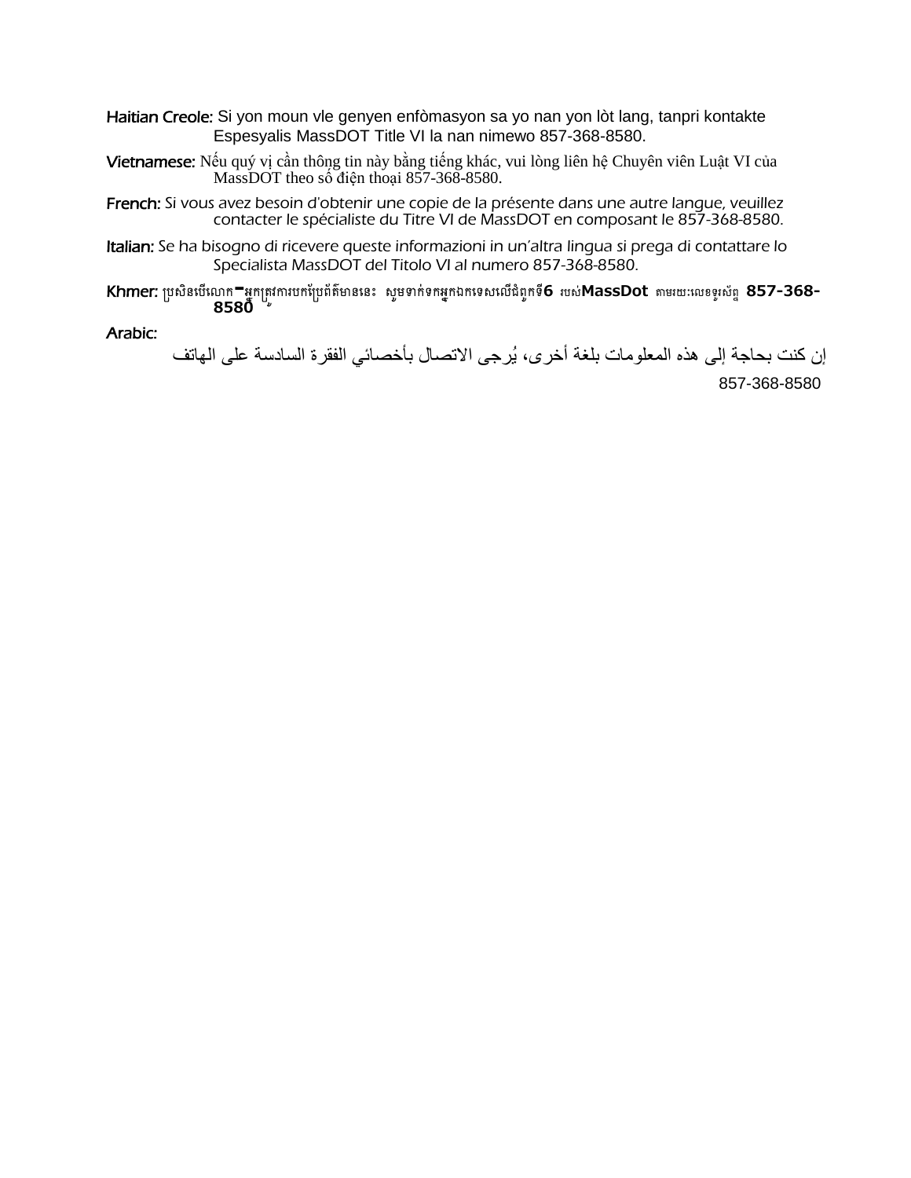Haitian Creole: Si yon moun vle genyen enfòmasyon sa yo nan yon lòt lang, tanpri kontakte Espesyalis MassDOT Title VI la nan nimewo 857-368-8580.

Vietnamese: Nếu quý vị cần thông tin này bằng tiếng khác, vui lòng liên hệ Chuyên viên Luật VI của MassDOT theo số điện thoại 857-368-8580.

French: Si vous avez besoin d'obtenir une copie de la présente dans une autre langue, veuillez contacter le spécialiste du Titre VI de MassDOT en composant le 857-368-8580.

Italian: Se ha bisogno di ricevere queste informazioni in un'altra lingua si prega di contattare lo Specialista MassDOT del Titolo VI al numero 857-368-8580.

Khmer: ប្រសិនបើលោក-អ្នកត្រូវការបកប្រែព័ត៌មាននេះ សូមទាក់ទកអ្នកឯកទេសលើជំពូកទី6 របស់MassDot តាមរយៈលេខទូរស័ព្ទ 857-368-8580

Arabic:

إن كنت بحاجة إلى هذه المعلومات بلغة أخرى، يُرجى الاتصال بأخصائي الفقرة السادسة على الهاتف

857-368-8580